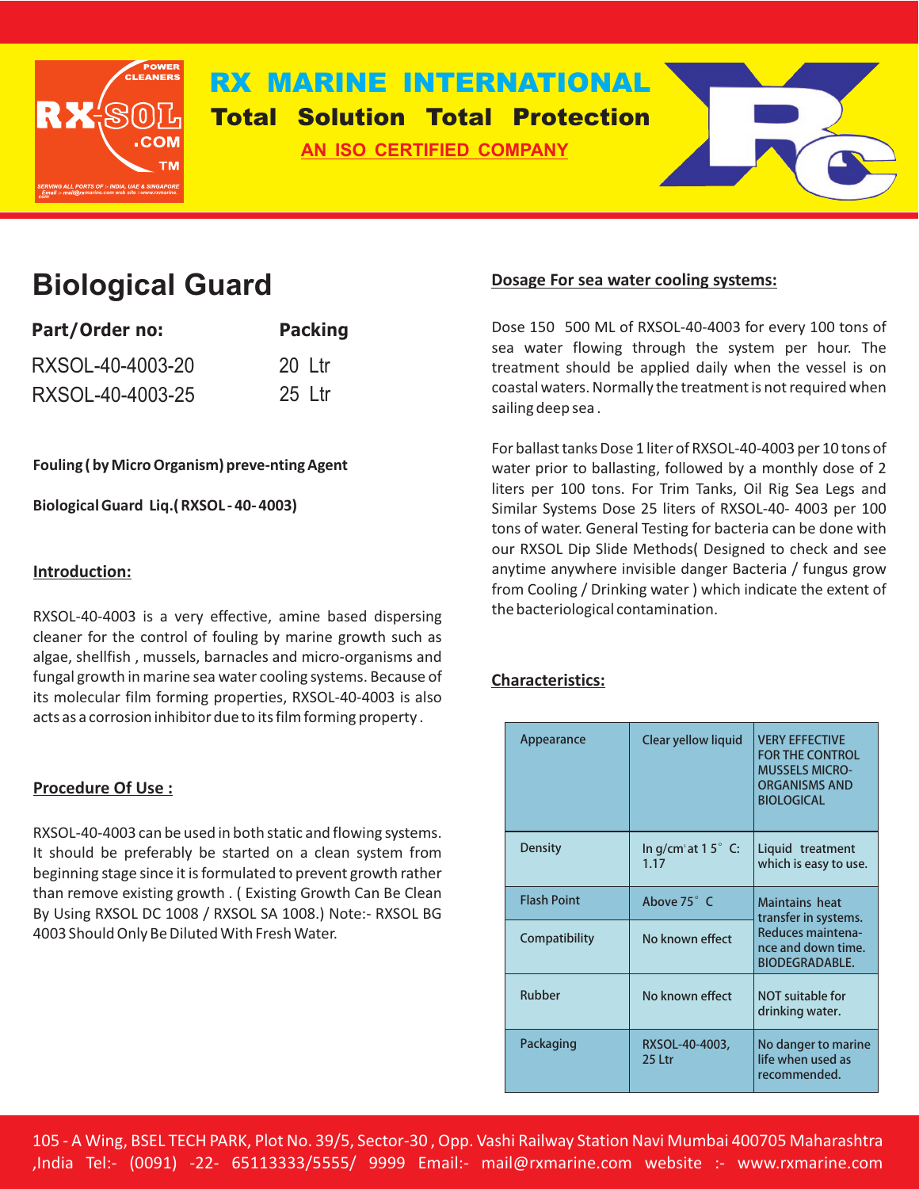# RX MARINE INTERNATIONAL

**Total Solution Total Protection**

AN ISO CERTIFIED COMPANY

## Biological Guard

| Part/Order no: | Packing |
|---|---|
| RXSOL-40-4003-20 | 20 Ltr |
| RXSOL-40-4003-25 | 25 Ltr |

**Fouling ( by Micro Organism) preve-nting Agent**

**Biological Guard Liq.( RXSOL - 40- 4003)**

### Introduction:

RXSOL-40-4003 is a very effective, amine based dispersing cleaner for the control of fouling by marine growth such as algae, shellfish , mussels, barnacles and micro-organisms and fungal growth in marine sea water cooling systems. Because of its molecular film forming properties, RXSOL-40-4003 is also acts as a corrosion inhibitor due to its film forming property .

### Procedure Of Use :

RXSOL-40-4003 can be used in both static and flowing systems. It should be preferably be started on a clean system from beginning stage since it is formulated to prevent growth rather than remove existing growth . ( Existing Growth Can Be Clean By Using RXSOL DC 1008 / RXSOL SA 1008.) Note:- RXSOL BG 4003 Should Only Be Diluted With Fresh Water.

### Dosage For sea water cooling systems:

Dose 150 500 ML of RXSOL-40-4003 for every 100 tons of sea water flowing through the system per hour. The treatment should be applied daily when the vessel is on coastal waters. Normally the treatment is not required when sailing deep sea .

For ballast tanks Dose 1 liter of RXSOL-40-4003 per 10 tons of water prior to ballasting, followed by a monthly dose of 2 liters per 100 tons. For Trim Tanks, Oil Rig Sea Legs and Similar Systems Dose 25 liters of RXSOL-40- 4003 per 100 tons of water. General Testing for bacteria can be done with our RXSOL Dip Slide Methods( Designed to check and see anytime anywhere invisible danger Bacteria / fungus grow from Cooling / Drinking water ) which indicate the extent of the bacteriological contamination.

### Characteristics:

| Appearance | Clear yellow liquid | VERY EFFECTIVE FOR THE CONTROL MUSSELS MICRO-ORGANISMS AND BIOLOGICAL |
|---|---|---|
| Density | In g/cm³ at 15° C: 1.17 | Liquid treatment which is easy to use. |
| Flash Point | Above 75° C | Maintains heat transfer in systems. Reduces maintenance and down time. BIODEGRADABLE. |
| Compatibility | No known effect | |
| Rubber | No known effect | NOT suitable for drinking water. |
| Packaging | RXSOL-40-4003, 25 Ltr | No danger to marine life when used as recommended. |

105 - A Wing, BSEL TECH PARK, Plot No. 39/5, Sector-30 , Opp. Vashi Railway Station Navi Mumbai 400705 Maharashtra ,India Tel:- (0091) -22- 65113333/5555/ 9999 Email:- mail@rxmarine.com website :- www.rxmarine.com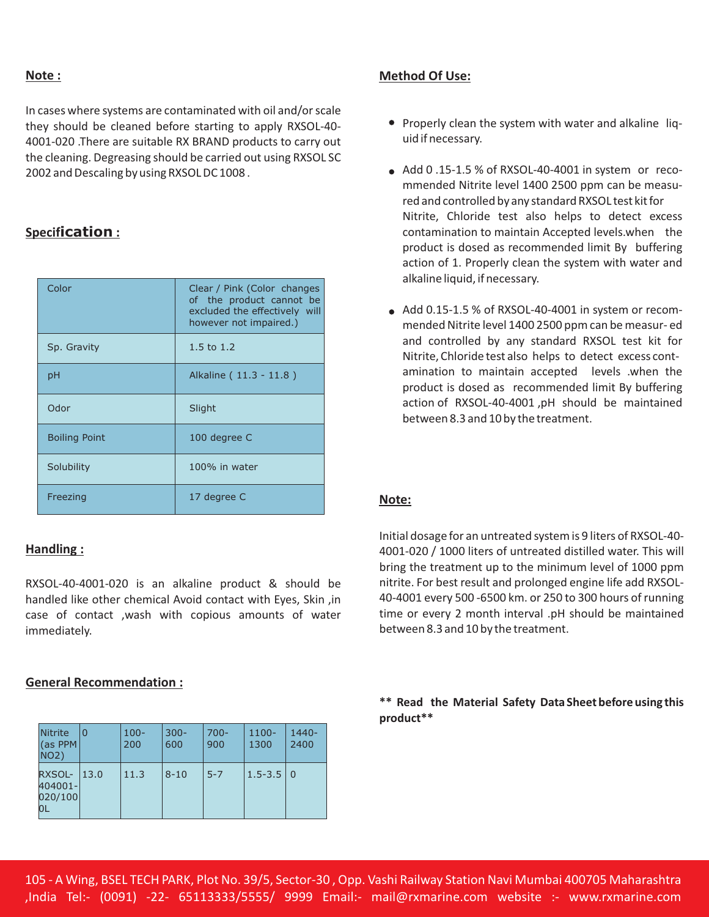## Note :

In cases where systems are contaminated with oil and/or scale they should be cleaned before starting to apply RXSOL-40-4001-020 .There are suitable RX BRAND products to carry out the cleaning. Degreasing should be carried out using RXSOL SC 2002 and Descaling by using RXSOL DC 1008 .

## Specification :

| | |
|---|---|
| Color | Clear / Pink (Color changes of the product cannot be excluded the effectively will however not impaired.) |
| Sp. Gravity | 1.5 to 1.2 |
| pH | Alkaline ( 11.3 - 11.8 ) |
| Odor | Slight |
| Boiling Point | 100 degree C |
| Solubility | 100% in water |
| Freezing | 17 degree C |

## Handling :

RXSOL-40-4001-020 is an alkaline product & should be handled like other chemical Avoid contact with Eyes, Skin ,in case of contact ,wash with copious amounts of water immediately.

## General Recommendation :

| Nitrite (as PPM NO2) | 0 | 100-200 | 300-600 | 700-900 | 1100-1300 | 1440-2400 |
|---|---|---|---|---|---|---|
| RXSOL-404001-020/1000L | 13.0 | 11.3 | 8-10 | 5-7 | 1.5-3.5 | 0 |

## Method Of Use:

- Properly clean the system with water and alkaline liquid if necessary.
- Add 0 .15-1.5 % of RXSOL-40-4001 in system or recommended Nitrite level 1400 2500 ppm can be measured and controlled by any standard RXSOL test kit for Nitrite, Chloride test also helps to detect excess contamination to maintain Accepted levels.when the product is dosed as recommended limit By buffering action of 1. Properly clean the system with water and alkaline liquid, if necessary.
- Add 0.15-1.5 % of RXSOL-40-4001 in system or recommended Nitrite level 1400 2500 ppm can be measur- ed and controlled by any standard RXSOL test kit for Nitrite, Chloride test also helps to detect excess contamination to maintain accepted levels .when the product is dosed as recommended limit By buffering action of RXSOL-40-4001 ,pH should be maintained between 8.3 and 10 by the treatment.

## Note:

Initial dosage for an untreated system is 9 liters of RXSOL-40-4001-020 / 1000 liters of untreated distilled water. This will bring the treatment up to the minimum level of 1000 ppm nitrite. For best result and prolonged engine life add RXSOL-40-4001 every 500 -6500 km. or 250 to 300 hours of running time or every 2 month interval .pH should be maintained between 8.3 and 10 by the treatment.

**** Read the Material Safety Data Sheet before using this product****

105 - A Wing, BSEL TECH PARK, Plot No. 39/5, Sector-30 , Opp. Vashi Railway Station Navi Mumbai 400705 Maharashtra ,India Tel:- (0091) -22- 65113333/5555/ 9999 Email:- mail@rxmarine.com website :- www.rxmarine.com